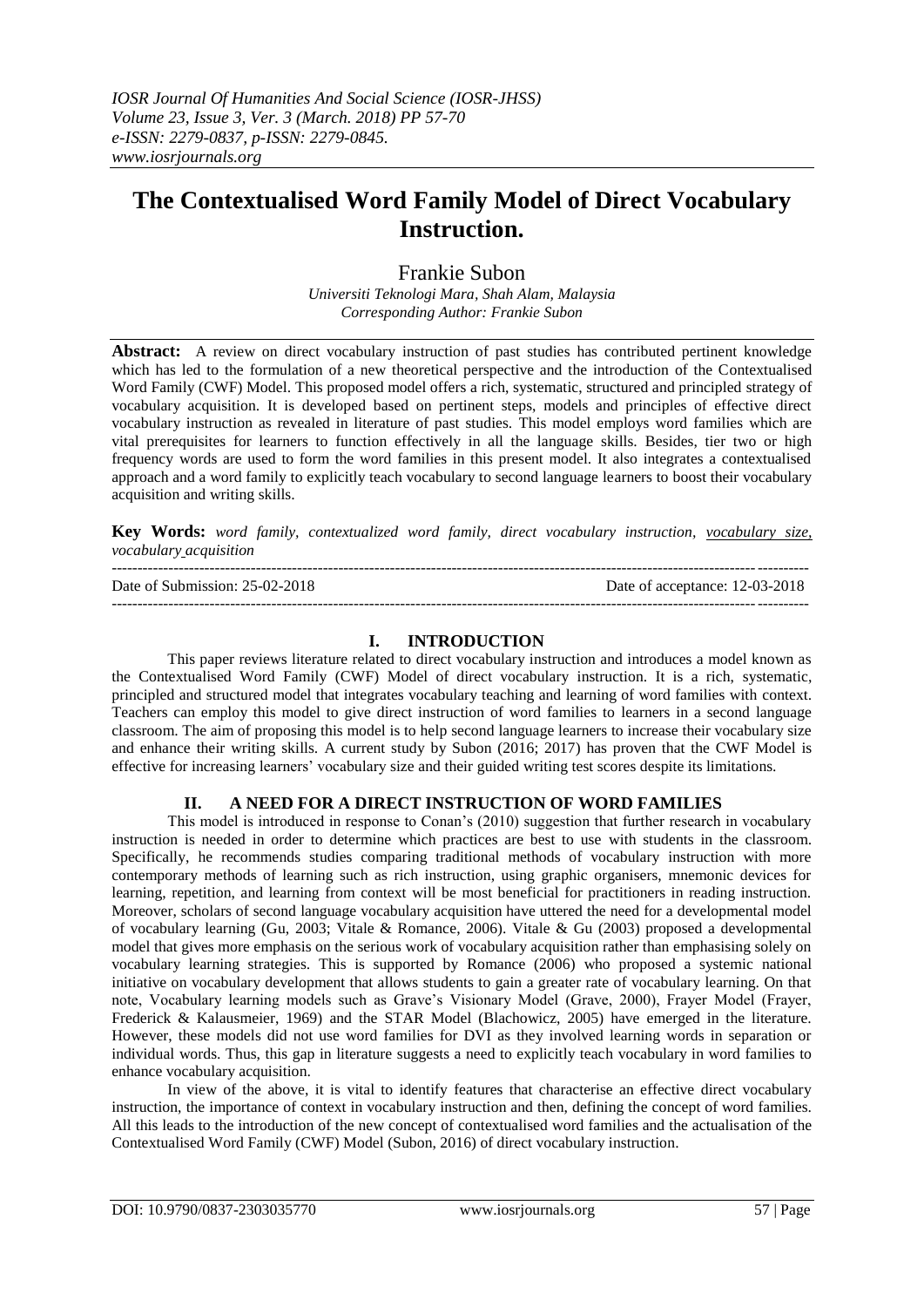# The Contextualised Word Family Model of Direct Vocabulary Instruction.

Frankie Subon

*Universiti Teknologi Mara, Shah Alam, Malaysia*
*Corresponding Author: Frankie Subon*

**Abstract:** A review on direct vocabulary instruction of past studies has contributed pertinent knowledge which has led to the formulation of a new theoretical perspective and the introduction of the Contextualised Word Family (CWF) Model. This proposed model offers a rich, systematic, structured and principled strategy of vocabulary acquisition. It is developed based on pertinent steps, models and principles of effective direct vocabulary instruction as revealed in literature of past studies. This model employs word families which are vital prerequisites for learners to function effectively in all the language skills. Besides, tier two or high frequency words are used to form the word families in this present model. It also integrates a contextualised approach and a word family to explicitly teach vocabulary to second language learners to boost their vocabulary acquisition and writing skills.

**Key Words:** *word family, contextualized word family, direct vocabulary instruction, vocabulary size, vocabulary acquisition*

Date of Submission: 25-02-2018 Date of acceptance: 12-03-2018

## I. INTRODUCTION

This paper reviews literature related to direct vocabulary instruction and introduces a model known as the Contextualised Word Family (CWF) Model of direct vocabulary instruction. It is a rich, systematic, principled and structured model that integrates vocabulary teaching and learning of word families with context. Teachers can employ this model to give direct instruction of word families to learners in a second language classroom. The aim of proposing this model is to help second language learners to increase their vocabulary size and enhance their writing skills. A current study by Subon (2016; 2017) has proven that the CWF Model is effective for increasing learners' vocabulary size and their guided writing test scores despite its limitations.

## II. A NEED FOR A DIRECT INSTRUCTION OF WORD FAMILIES

This model is introduced in response to Conan's (2010) suggestion that further research in vocabulary instruction is needed in order to determine which practices are best to use with students in the classroom. Specifically, he recommends studies comparing traditional methods of vocabulary instruction with more contemporary methods of learning such as rich instruction, using graphic organisers, mnemonic devices for learning, repetition, and learning from context will be most beneficial for practitioners in reading instruction. Moreover, scholars of second language vocabulary acquisition have uttered the need for a developmental model of vocabulary learning (Gu, 2003; Vitale & Romance, 2006). Vitale & Gu (2003) proposed a developmental model that gives more emphasis on the serious work of vocabulary acquisition rather than emphasising solely on vocabulary learning strategies. This is supported by Romance (2006) who proposed a systemic national initiative on vocabulary development that allows students to gain a greater rate of vocabulary learning. On that note, Vocabulary learning models such as Grave's Visionary Model (Grave, 2000), Frayer Model (Frayer, Frederick & Kalausmeier, 1969) and the STAR Model (Blachowicz, 2005) have emerged in the literature. However, these models did not use word families for DVI as they involved learning words in separation or individual words. Thus, this gap in literature suggests a need to explicitly teach vocabulary in word families to enhance vocabulary acquisition.

In view of the above, it is vital to identify features that characterise an effective direct vocabulary instruction, the importance of context in vocabulary instruction and then, defining the concept of word families. All this leads to the introduction of the new concept of contextualised word families and the actualisation of the Contextualised Word Family (CWF) Model (Subon, 2016) of direct vocabulary instruction.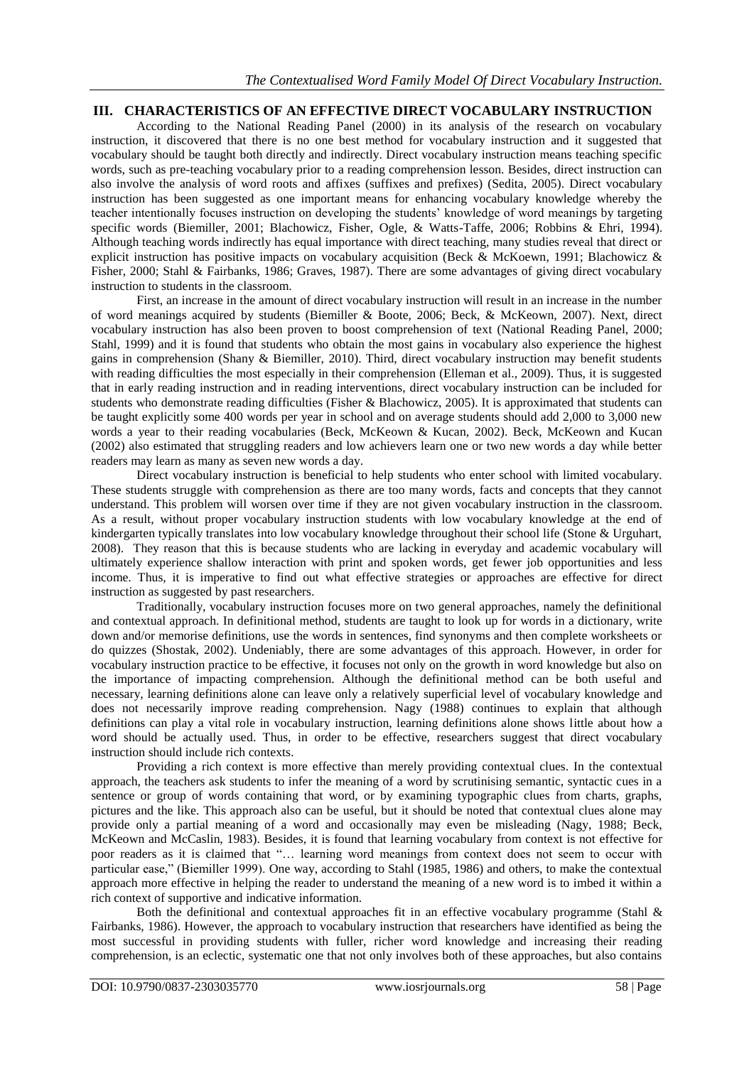## III. CHARACTERISTICS OF AN EFFECTIVE DIRECT VOCABULARY INSTRUCTION

According to the National Reading Panel (2000) in its analysis of the research on vocabulary instruction, it discovered that there is no one best method for vocabulary instruction and it suggested that vocabulary should be taught both directly and indirectly. Direct vocabulary instruction means teaching specific words, such as pre-teaching vocabulary prior to a reading comprehension lesson. Besides, direct instruction can also involve the analysis of word roots and affixes (suffixes and prefixes) (Sedita, 2005). Direct vocabulary instruction has been suggested as one important means for enhancing vocabulary knowledge whereby the teacher intentionally focuses instruction on developing the students' knowledge of word meanings by targeting specific words (Biemiller, 2001; Blachowicz, Fisher, Ogle, & Watts-Taffe, 2006; Robbins & Ehri, 1994). Although teaching words indirectly has equal importance with direct teaching, many studies reveal that direct or explicit instruction has positive impacts on vocabulary acquisition (Beck & McKoewn, 1991; Blachowicz & Fisher, 2000; Stahl & Fairbanks, 1986; Graves, 1987). There are some advantages of giving direct vocabulary instruction to students in the classroom.

First, an increase in the amount of direct vocabulary instruction will result in an increase in the number of word meanings acquired by students (Biemiller & Boote, 2006; Beck, & McKeown, 2007). Next, direct vocabulary instruction has also been proven to boost comprehension of text (National Reading Panel, 2000; Stahl, 1999) and it is found that students who obtain the most gains in vocabulary also experience the highest gains in comprehension (Shany & Biemiller, 2010). Third, direct vocabulary instruction may benefit students with reading difficulties the most especially in their comprehension (Elleman et al., 2009). Thus, it is suggested that in early reading instruction and in reading interventions, direct vocabulary instruction can be included for students who demonstrate reading difficulties (Fisher & Blachowicz, 2005). It is approximated that students can be taught explicitly some 400 words per year in school and on average students should add 2,000 to 3,000 new words a year to their reading vocabularies (Beck, McKeown & Kucan, 2002). Beck, McKeown and Kucan (2002) also estimated that struggling readers and low achievers learn one or two new words a day while better readers may learn as many as seven new words a day.

Direct vocabulary instruction is beneficial to help students who enter school with limited vocabulary. These students struggle with comprehension as there are too many words, facts and concepts that they cannot understand. This problem will worsen over time if they are not given vocabulary instruction in the classroom. As a result, without proper vocabulary instruction students with low vocabulary knowledge at the end of kindergarten typically translates into low vocabulary knowledge throughout their school life (Stone & Urguhart, 2008). They reason that this is because students who are lacking in everyday and academic vocabulary will ultimately experience shallow interaction with print and spoken words, get fewer job opportunities and less income. Thus, it is imperative to find out what effective strategies or approaches are effective for direct instruction as suggested by past researchers.

Traditionally, vocabulary instruction focuses more on two general approaches, namely the definitional and contextual approach. In definitional method, students are taught to look up for words in a dictionary, write down and/or memorise definitions, use the words in sentences, find synonyms and then complete worksheets or do quizzes (Shostak, 2002). Undeniably, there are some advantages of this approach. However, in order for vocabulary instruction practice to be effective, it focuses not only on the growth in word knowledge but also on the importance of impacting comprehension. Although the definitional method can be both useful and necessary, learning definitions alone can leave only a relatively superficial level of vocabulary knowledge and does not necessarily improve reading comprehension. Nagy (1988) continues to explain that although definitions can play a vital role in vocabulary instruction, learning definitions alone shows little about how a word should be actually used. Thus, in order to be effective, researchers suggest that direct vocabulary instruction should include rich contexts.

Providing a rich context is more effective than merely providing contextual clues. In the contextual approach, the teachers ask students to infer the meaning of a word by scrutinising semantic, syntactic cues in a sentence or group of words containing that word, or by examining typographic clues from charts, graphs, pictures and the like. This approach also can be useful, but it should be noted that contextual clues alone may provide only a partial meaning of a word and occasionally may even be misleading (Nagy, 1988; Beck, McKeown and McCaslin, 1983). Besides, it is found that learning vocabulary from context is not effective for poor readers as it is claimed that "… learning word meanings from context does not seem to occur with particular ease," (Biemiller 1999). One way, according to Stahl (1985, 1986) and others, to make the contextual approach more effective in helping the reader to understand the meaning of a new word is to imbed it within a rich context of supportive and indicative information.

Both the definitional and contextual approaches fit in an effective vocabulary programme (Stahl & Fairbanks, 1986). However, the approach to vocabulary instruction that researchers have identified as being the most successful in providing students with fuller, richer word knowledge and increasing their reading comprehension, is an eclectic, systematic one that not only involves both of these approaches, but also contains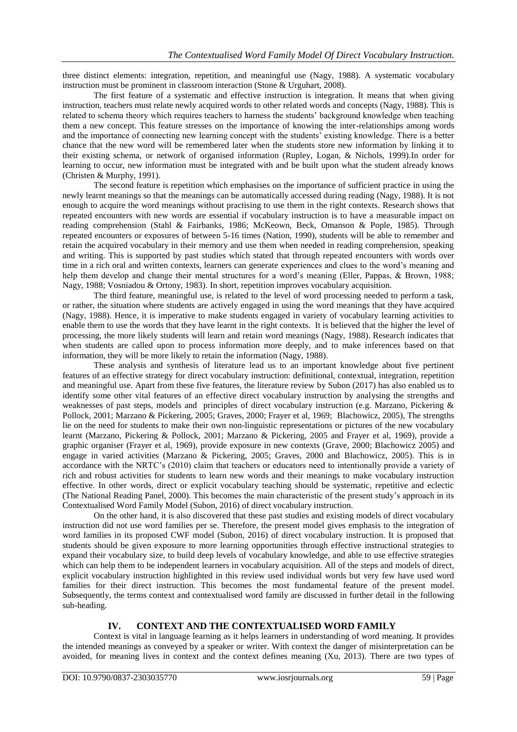three distinct elements: integration, repetition, and meaningful use (Nagy, 1988). A systematic vocabulary instruction must be prominent in classroom interaction (Stone & Urguhart, 2008).

The first feature of a systematic and effective instruction is integration. It means that when giving instruction, teachers must relate newly acquired words to other related words and concepts (Nagy, 1988). This is related to schema theory which requires teachers to harness the students' background knowledge when teaching them a new concept. This feature stresses on the importance of knowing the inter-relationships among words and the importance of connecting new learning concept with the students' existing knowledge. There is a better chance that the new word will be remembered later when the students store new information by linking it to their existing schema, or network of organised information (Rupley, Logan, & Nichols, 1999).In order for learning to occur, new information must be integrated with and be built upon what the student already knows (Christen & Murphy, 1991).

The second feature is repetition which emphasises on the importance of sufficient practice in using the newly learnt meanings so that the meanings can be automatically accessed during reading (Nagy, 1988). It is not enough to acquire the word meanings without practising to use them in the right contexts. Research shows that repeated encounters with new words are essential if vocabulary instruction is to have a measurable impact on reading comprehension (Stahl & Fairbanks, 1986; McKeown, Beck, Omanson & Pople, 1985). Through repeated encounters or exposures of between 5-16 times (Nation, 1990), students will be able to remember and retain the acquired vocabulary in their memory and use them when needed in reading comprehension, speaking and writing. This is supported by past studies which stated that through repeated encounters with words over time in a rich oral and written contexts, learners can generate experiences and clues to the word's meaning and help them develop and change their mental structures for a word's meaning (Eller, Pappas, & Brown, 1988; Nagy, 1988; Vosniadou & Ortony, 1983). In short, repetition improves vocabulary acquisition.

The third feature, meaningful use, is related to the level of word processing needed to perform a task, or rather, the situation where students are actively engaged in using the word meanings that they have acquired (Nagy, 1988). Hence, it is imperative to make students engaged in variety of vocabulary learning activities to enable them to use the words that they have learnt in the right contexts. It is believed that the higher the level of processing, the more likely students will learn and retain word meanings (Nagy, 1988). Research indicates that when students are called upon to process information more deeply, and to make inferences based on that information, they will be more likely to retain the information (Nagy, 1988).

These analysis and synthesis of literature lead us to an important knowledge about five pertinent features of an effective strategy for direct vocabulary instruction: definitional, contextual, integration, repetition and meaningful use. Apart from these five features, the literature review by Subon (2017) has also enabled us to identify some other vital features of an effective direct vocabulary instruction by analysing the strengths and weaknesses of past steps, models and principles of direct vocabulary instruction (e.g. Marzano, Pickering & Pollock, 2001; Marzano & Pickering, 2005; Graves, 2000; Frayer et al, 1969; Blachowicz, 2005), The strengths lie on the need for students to make their own non-linguistic representations or pictures of the new vocabulary learnt (Marzano, Pickering & Pollock, 2001; Marzano & Pickering, 2005 and Frayer et al, 1969), provide a graphic organiser (Frayer et al, 1969), provide exposure in new contexts (Grave, 2000; Blachowicz 2005) and engage in varied activities (Marzano & Pickering, 2005; Graves, 2000 and Blachowicz, 2005). This is in accordance with the NRTC's (2010) claim that teachers or educators need to intentionally provide a variety of rich and robust activities for students to learn new words and their meanings to make vocabulary instruction effective. In other words, direct or explicit vocabulary teaching should be systematic, repetitive and eclectic (The National Reading Panel, 2000). This becomes the main characteristic of the present study's approach in its Contextualised Word Family Model (Subon, 2016) of direct vocabulary instruction.

On the other hand, it is also discovered that these past studies and existing models of direct vocabulary instruction did not use word families per se. Therefore, the present model gives emphasis to the integration of word families in its proposed CWF model (Subon, 2016) of direct vocabulary instruction. It is proposed that students should be given exposure to more learning opportunities through effective instructional strategies to expand their vocabulary size, to build deep levels of vocabulary knowledge, and able to use effective strategies which can help them to be independent learners in vocabulary acquisition. All of the steps and models of direct, explicit vocabulary instruction highlighted in this review used individual words but very few have used word families for their direct instruction. This becomes the most fundamental feature of the present model. Subsequently, the terms context and contextualised word family are discussed in further detail in the following sub-heading.

## IV. CONTEXT AND THE CONTEXTUALISED WORD FAMILY

Context is vital in language learning as it helps learners in understanding of word meaning. It provides the intended meanings as conveyed by a speaker or writer. With context the danger of misinterpretation can be avoided, for meaning lives in context and the context defines meaning (Xu, 2013). There are two types of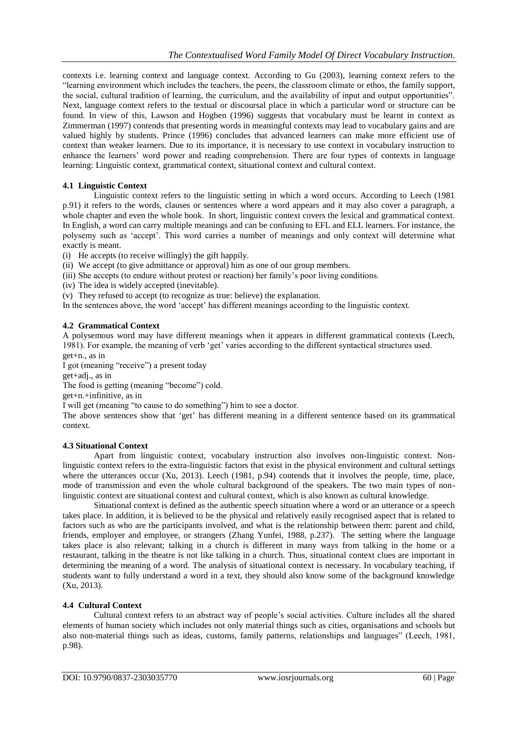contexts i.e. learning context and language context. According to Gu (2003), learning context refers to the "learning environment which includes the teachers, the peers, the classroom climate or ethos, the family support, the social, cultural tradition of learning, the curriculum, and the availability of input and output opportunities". Next, language context refers to the textual or discoursal place in which a particular word or structure can be found. In view of this, Lawson and Hogben (1996) suggests that vocabulary must be learnt in context as Zimmerman (1997) contends that presenting words in meaningful contexts may lead to vocabulary gains and are valued highly by students. Prince (1996) concludes that advanced learners can make more efficient use of context than weaker learners. Due to its importance, it is necessary to use context in vocabulary instruction to enhance the learners' word power and reading comprehension. There are four types of contexts in language learning: Linguistic context, grammatical context, situational context and cultural context.

### 4.1 Linguistic Context

Linguistic context refers to the linguistic setting in which a word occurs. According to Leech (1981 p.91) it refers to the words, clauses or sentences where a word appears and it may also cover a paragraph, a whole chapter and even the whole book. In short, linguistic context covers the lexical and grammatical context. In English, a word can carry multiple meanings and can be confusing to EFL and ELL learners. For instance, the polysemy such as 'accept'. This word carries a number of meanings and only context will determine what exactly is meant.

(i) He accepts (to receive willingly) the gift happily.
(ii) We accept (to give admittance or approval) him as one of our group members.
(iii) She accepts (to endure without protest or reaction) her family's poor living conditions.
(iv) The idea is widely accepted (inevitable).
(v) They refused to accept (to recognize as true: believe) the explanation.

In the sentences above, the word 'accept' has different meanings according to the linguistic context.

### 4.2 Grammatical Context

A polysemous word may have different meanings when it appears in different grammatical contexts (Leech, 1981). For example, the meaning of verb 'get' varies according to the different syntactical structures used.

get+n., as in

I got (meaning "receive") a present today

get+adj., as in

The food is getting (meaning "become") cold.

get+n.+infinitive, as in

I will get (meaning "to cause to do something") him to see a doctor.

The above sentences show that 'get' has different meaning in a different sentence based on its grammatical context.

### 4.3 Situational Context

Apart from linguistic context, vocabulary instruction also involves non-linguistic context. Non-linguistic context refers to the extra-linguistic factors that exist in the physical environment and cultural settings where the utterances occur (Xu, 2013). Leech (1981, p.94) contends that it involves the people, time, place, mode of transmission and even the whole cultural background of the speakers. The two main types of non-linguistic context are situational context and cultural context, which is also known as cultural knowledge.

Situational context is defined as the authentic speech situation where a word or an utterance or a speech takes place. In addition, it is believed to be the physical and relatively easily recognised aspect that is related to factors such as who are the participants involved, and what is the relationship between them: parent and child, friends, employer and employee, or strangers (Zhang Yunfei, 1988, p.237). The setting where the language takes place is also relevant; talking in a church is different in many ways from talking in the home or a restaurant, talking in the theatre is not like talking in a church. Thus, situational context clues are important in determining the meaning of a word. The analysis of situational context is necessary. In vocabulary teaching, if students want to fully understand a word in a text, they should also know some of the background knowledge (Xu, 2013).

### 4.4 Cultural Context

Cultural context refers to an abstract way of people's social activities. Culture includes all the shared elements of human society which includes not only material things such as cities, organisations and schools but also non-material things such as ideas, customs, family patterns, relationships and languages" (Leech, 1981, p.98).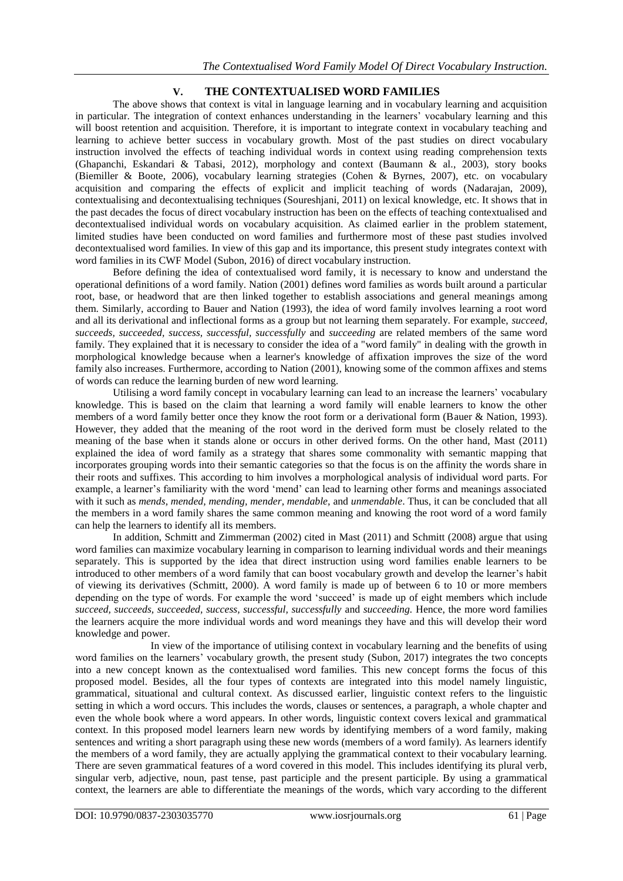## V. THE CONTEXTUALISED WORD FAMILIES

The above shows that context is vital in language learning and in vocabulary learning and acquisition in particular. The integration of context enhances understanding in the learners' vocabulary learning and this will boost retention and acquisition. Therefore, it is important to integrate context in vocabulary teaching and learning to achieve better success in vocabulary growth. Most of the past studies on direct vocabulary instruction involved the effects of teaching individual words in context using reading comprehension texts (Ghapanchi, Eskandari & Tabasi, 2012), morphology and context (Baumann & al., 2003), story books (Biemiller & Boote, 2006), vocabulary learning strategies (Cohen & Byrnes, 2007), etc. on vocabulary acquisition and comparing the effects of explicit and implicit teaching of words (Nadarajan, 2009), contextualising and decontextualising techniques (Soureshjani, 2011) on lexical knowledge, etc. It shows that in the past decades the focus of direct vocabulary instruction has been on the effects of teaching contextualised and decontextualised individual words on vocabulary acquisition. As claimed earlier in the problem statement, limited studies have been conducted on word families and furthermore most of these past studies involved decontextualised word families. In view of this gap and its importance, this present study integrates context with word families in its CWF Model (Subon, 2016) of direct vocabulary instruction.

Before defining the idea of contextualised word family, it is necessary to know and understand the operational definitions of a word family. Nation (2001) defines word families as words built around a particular root, base, or headword that are then linked together to establish associations and general meanings among them. Similarly, according to Bauer and Nation (1993), the idea of word family involves learning a root word and all its derivational and inflectional forms as a group but not learning them separately. For example, *succeed, succeeds, succeeded, success, successful, successfully* and *succeeding* are related members of the same word family. They explained that it is necessary to consider the idea of a "word family" in dealing with the growth in morphological knowledge because when a learner's knowledge of affixation improves the size of the word family also increases. Furthermore, according to Nation (2001), knowing some of the common affixes and stems of words can reduce the learning burden of new word learning.

Utilising a word family concept in vocabulary learning can lead to an increase the learners' vocabulary knowledge. This is based on the claim that learning a word family will enable learners to know the other members of a word family better once they know the root form or a derivational form (Bauer & Nation, 1993). However, they added that the meaning of the root word in the derived form must be closely related to the meaning of the base when it stands alone or occurs in other derived forms. On the other hand, Mast (2011) explained the idea of word family as a strategy that shares some commonality with semantic mapping that incorporates grouping words into their semantic categories so that the focus is on the affinity the words share in their roots and suffixes. This according to him involves a morphological analysis of individual word parts. For example, a learner's familiarity with the word 'mend' can lead to learning other forms and meanings associated with it such as *mends, mended, mending, mender, mendable,* and *unmendable*. Thus, it can be concluded that all the members in a word family shares the same common meaning and knowing the root word of a word family can help the learners to identify all its members.

In addition, Schmitt and Zimmerman (2002) cited in Mast (2011) and Schmitt (2008) argue that using word families can maximize vocabulary learning in comparison to learning individual words and their meanings separately. This is supported by the idea that direct instruction using word families enable learners to be introduced to other members of a word family that can boost vocabulary growth and develop the learner's habit of viewing its derivatives (Schmitt, 2000). A word family is made up of between 6 to 10 or more members depending on the type of words. For example the word 'succeed' is made up of eight members which include *succeed, succeeds, succeeded, success, successful, successfully* and *succeeding.* Hence, the more word families the learners acquire the more individual words and word meanings they have and this will develop their word knowledge and power.

In view of the importance of utilising context in vocabulary learning and the benefits of using word families on the learners' vocabulary growth, the present study (Subon, 2017) integrates the two concepts into a new concept known as the contextualised word families. This new concept forms the focus of this proposed model. Besides, all the four types of contexts are integrated into this model namely linguistic, grammatical, situational and cultural context. As discussed earlier, linguistic context refers to the linguistic setting in which a word occurs. This includes the words, clauses or sentences, a paragraph, a whole chapter and even the whole book where a word appears. In other words, linguistic context covers lexical and grammatical context. In this proposed model learners learn new words by identifying members of a word family, making sentences and writing a short paragraph using these new words (members of a word family). As learners identify the members of a word family, they are actually applying the grammatical context to their vocabulary learning. There are seven grammatical features of a word covered in this model. This includes identifying its plural verb, singular verb, adjective, noun, past tense, past participle and the present participle. By using a grammatical context, the learners are able to differentiate the meanings of the words, which vary according to the different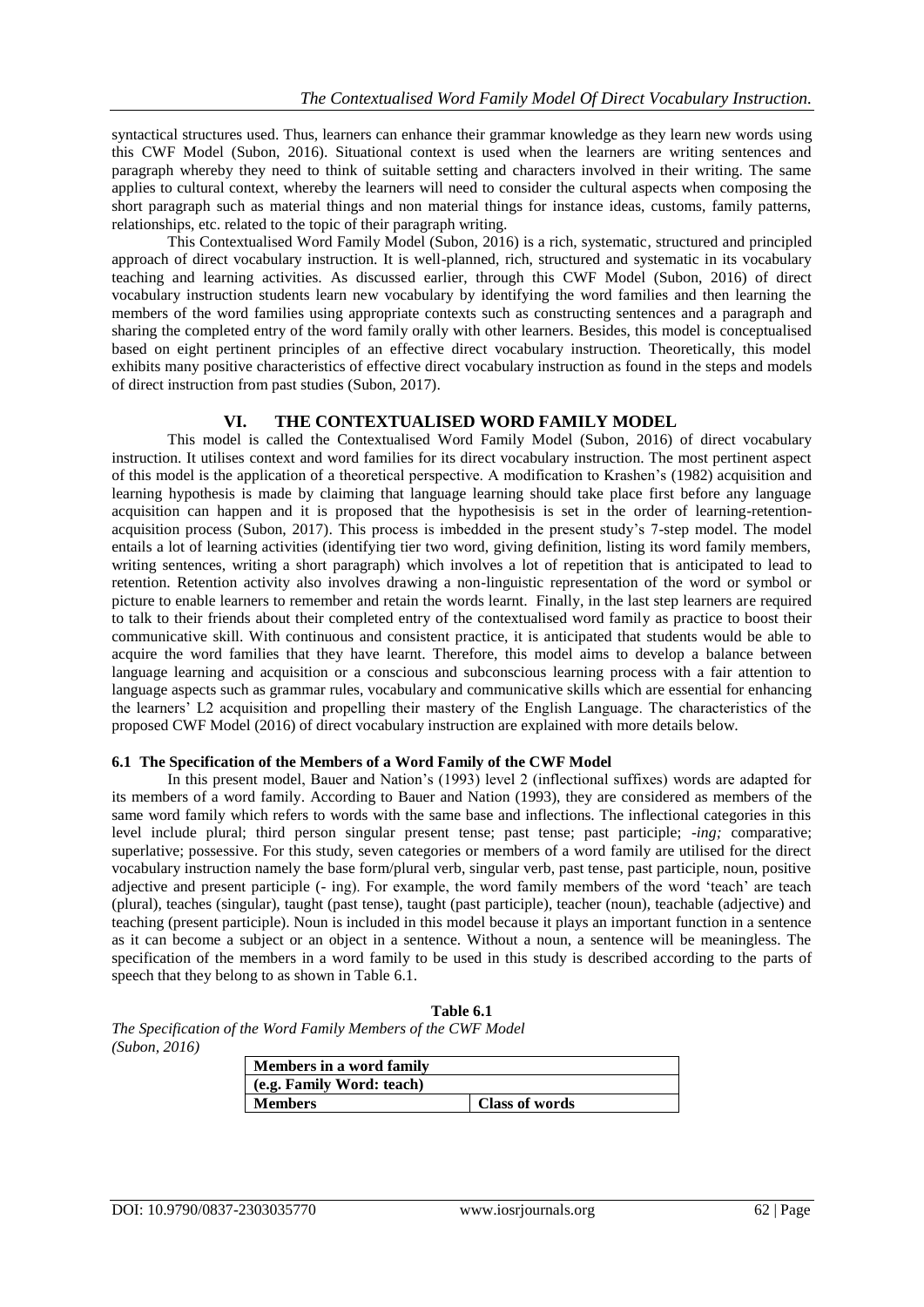syntactical structures used. Thus, learners can enhance their grammar knowledge as they learn new words using this CWF Model (Subon, 2016). Situational context is used when the learners are writing sentences and paragraph whereby they need to think of suitable setting and characters involved in their writing. The same applies to cultural context, whereby the learners will need to consider the cultural aspects when composing the short paragraph such as material things and non material things for instance ideas, customs, family patterns, relationships, etc. related to the topic of their paragraph writing.

This Contextualised Word Family Model (Subon, 2016) is a rich, systematic, structured and principled approach of direct vocabulary instruction. It is well-planned, rich, structured and systematic in its vocabulary teaching and learning activities. As discussed earlier, through this CWF Model (Subon, 2016) of direct vocabulary instruction students learn new vocabulary by identifying the word families and then learning the members of the word families using appropriate contexts such as constructing sentences and a paragraph and sharing the completed entry of the word family orally with other learners. Besides, this model is conceptualised based on eight pertinent principles of an effective direct vocabulary instruction. Theoretically, this model exhibits many positive characteristics of effective direct vocabulary instruction as found in the steps and models of direct instruction from past studies (Subon, 2017).

## VI. THE CONTEXTUALISED WORD FAMILY MODEL

This model is called the Contextualised Word Family Model (Subon, 2016) of direct vocabulary instruction. It utilises context and word families for its direct vocabulary instruction. The most pertinent aspect of this model is the application of a theoretical perspective. A modification to Krashen's (1982) acquisition and learning hypothesis is made by claiming that language learning should take place first before any language acquisition can happen and it is proposed that the hypothesisis is set in the order of learning-retention-acquisition process (Subon, 2017). This process is imbedded in the present study's 7-step model. The model entails a lot of learning activities (identifying tier two word, giving definition, listing its word family members, writing sentences, writing a short paragraph) which involves a lot of repetition that is anticipated to lead to retention. Retention activity also involves drawing a non-linguistic representation of the word or symbol or picture to enable learners to remember and retain the words learnt. Finally, in the last step learners are required to talk to their friends about their completed entry of the contextualised word family as practice to boost their communicative skill. With continuous and consistent practice, it is anticipated that students would be able to acquire the word families that they have learnt. Therefore, this model aims to develop a balance between language learning and acquisition or a conscious and subconscious learning process with a fair attention to language aspects such as grammar rules, vocabulary and communicative skills which are essential for enhancing the learners' L2 acquisition and propelling their mastery of the English Language. The characteristics of the proposed CWF Model (2016) of direct vocabulary instruction are explained with more details below.

### 6.1 The Specification of the Members of a Word Family of the CWF Model

In this present model, Bauer and Nation's (1993) level 2 (inflectional suffixes) words are adapted for its members of a word family. According to Bauer and Nation (1993), they are considered as members of the same word family which refers to words with the same base and inflections. The inflectional categories in this level include plural; third person singular present tense; past tense; past participle; *-ing;* comparative; superlative; possessive. For this study, seven categories or members of a word family are utilised for the direct vocabulary instruction namely the base form/plural verb, singular verb, past tense, past participle, noun, positive adjective and present participle (- ing). For example, the word family members of the word 'teach' are teach (plural), teaches (singular), taught (past tense), taught (past participle), teacher (noun), teachable (adjective) and teaching (present participle). Noun is included in this model because it plays an important function in a sentence as it can become a subject or an object in a sentence. Without a noun, a sentence will be meaningless. The specification of the members in a word family to be used in this study is described according to the parts of speech that they belong to as shown in Table 6.1.

**Table 6.1**

*The Specification of the Word Family Members of the CWF Model (Subon, 2016)*

| **Members in a word family** | |
|---|---|
| **(e.g. Family Word: teach)** | |
| **Members** | **Class of words** |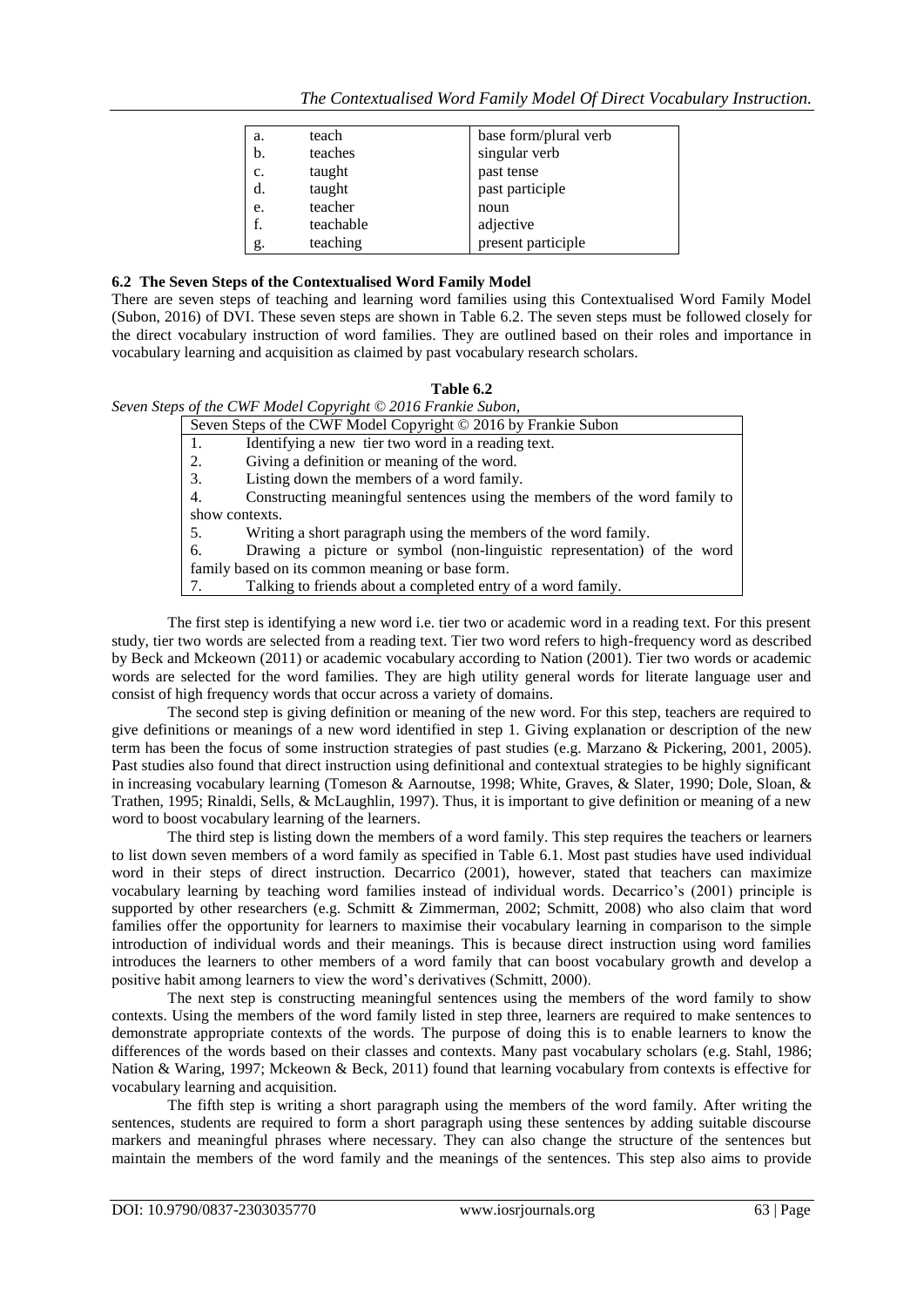| a. | teach | base form/plural verb |
|---|---|---|
| b. | teaches | singular verb |
| c. | taught | past tense |
| d. | taught | past participle |
| e. | teacher | noun |
| f. | teachable | adjective |
| g. | teaching | present participle |

### 6.2 The Seven Steps of the Contextualised Word Family Model

There are seven steps of teaching and learning word families using this Contextualised Word Family Model (Subon, 2016) of DVI. These seven steps are shown in Table 6.2. The seven steps must be followed closely for the direct vocabulary instruction of word families. They are outlined based on their roles and importance in vocabulary learning and acquisition as claimed by past vocabulary research scholars.

**Table 6.2**

*Seven Steps of the CWF Model Copyright © 2016 Frankie Subon,*

| Seven Steps of the CWF Model Copyright © 2016 by Frankie Subon |
|---|
| 1. Identifying a new tier two word in a reading text. |
| 2. Giving a definition or meaning of the word. |
| 3. Listing down the members of a word family. |
| 4. Constructing meaningful sentences using the members of the word family to show contexts. |
| 5. Writing a short paragraph using the members of the word family. |
| 6. Drawing a picture or symbol (non-linguistic representation) of the word family based on its common meaning or base form. |
| 7. Talking to friends about a completed entry of a word family. |

The first step is identifying a new word i.e. tier two or academic word in a reading text. For this present study, tier two words are selected from a reading text. Tier two word refers to high-frequency word as described by Beck and Mckeown (2011) or academic vocabulary according to Nation (2001). Tier two words or academic words are selected for the word families. They are high utility general words for literate language user and consist of high frequency words that occur across a variety of domains.

The second step is giving definition or meaning of the new word. For this step, teachers are required to give definitions or meanings of a new word identified in step 1. Giving explanation or description of the new term has been the focus of some instruction strategies of past studies (e.g. Marzano & Pickering, 2001, 2005). Past studies also found that direct instruction using definitional and contextual strategies to be highly significant in increasing vocabulary learning (Tomeson & Aarnoutse, 1998; White, Graves, & Slater, 1990; Dole, Sloan, & Trathen, 1995; Rinaldi, Sells, & McLaughlin, 1997). Thus, it is important to give definition or meaning of a new word to boost vocabulary learning of the learners.

The third step is listing down the members of a word family. This step requires the teachers or learners to list down seven members of a word family as specified in Table 6.1. Most past studies have used individual word in their steps of direct instruction. Decarrico (2001), however, stated that teachers can maximize vocabulary learning by teaching word families instead of individual words. Decarrico's (2001) principle is supported by other researchers (e.g. Schmitt & Zimmerman, 2002; Schmitt, 2008) who also claim that word families offer the opportunity for learners to maximise their vocabulary learning in comparison to the simple introduction of individual words and their meanings. This is because direct instruction using word families introduces the learners to other members of a word family that can boost vocabulary growth and develop a positive habit among learners to view the word's derivatives (Schmitt, 2000).

The next step is constructing meaningful sentences using the members of the word family to show contexts. Using the members of the word family listed in step three, learners are required to make sentences to demonstrate appropriate contexts of the words. The purpose of doing this is to enable learners to know the differences of the words based on their classes and contexts. Many past vocabulary scholars (e.g. Stahl, 1986; Nation & Waring, 1997; Mckeown & Beck, 2011) found that learning vocabulary from contexts is effective for vocabulary learning and acquisition.

The fifth step is writing a short paragraph using the members of the word family. After writing the sentences, students are required to form a short paragraph using these sentences by adding suitable discourse markers and meaningful phrases where necessary. They can also change the structure of the sentences but maintain the members of the word family and the meanings of the sentences. This step also aims to provide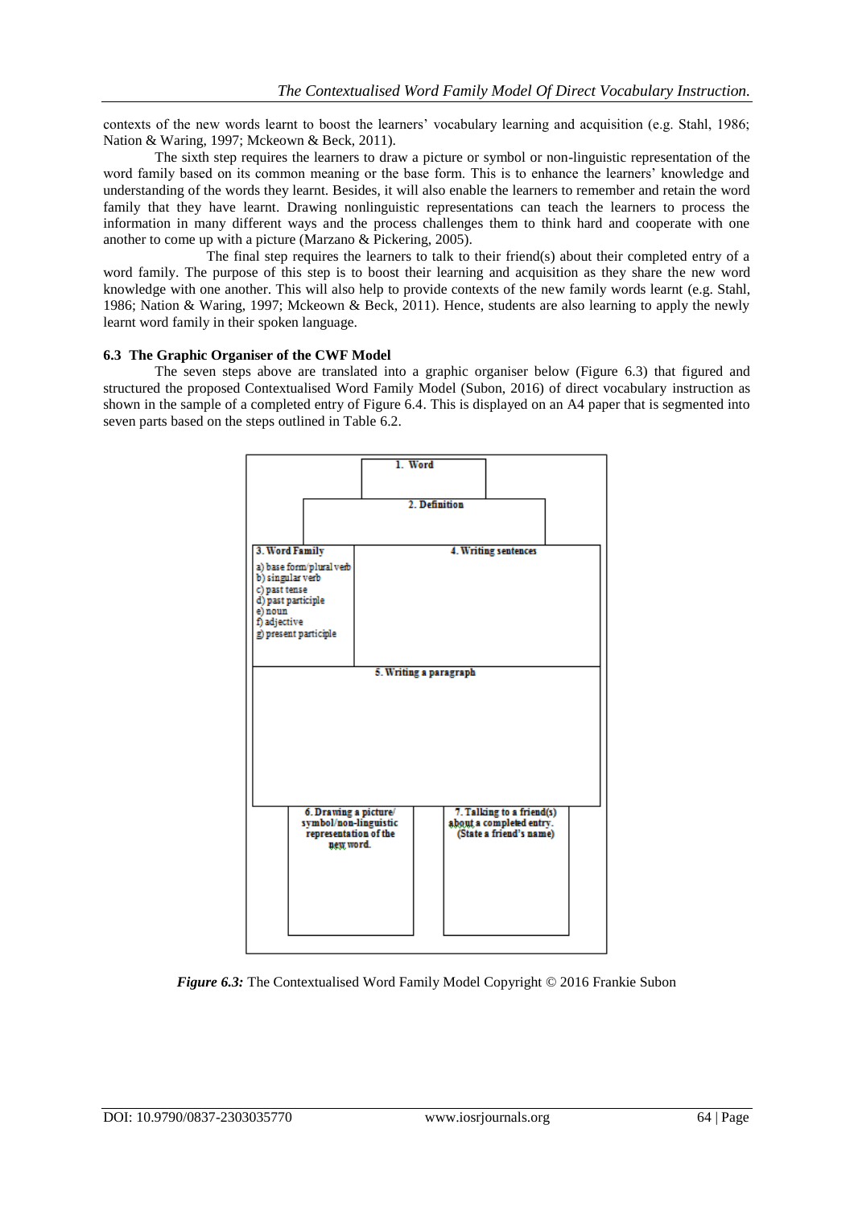contexts of the new words learnt to boost the learners' vocabulary learning and acquisition (e.g. Stahl, 1986; Nation & Waring, 1997; Mckeown & Beck, 2011).

The sixth step requires the learners to draw a picture or symbol or non-linguistic representation of the word family based on its common meaning or the base form. This is to enhance the learners' knowledge and understanding of the words they learnt. Besides, it will also enable the learners to remember and retain the word family that they have learnt. Drawing nonlinguistic representations can teach the learners to process the information in many different ways and the process challenges them to think hard and cooperate with one another to come up with a picture (Marzano & Pickering, 2005).

The final step requires the learners to talk to their friend(s) about their completed entry of a word family. The purpose of this step is to boost their learning and acquisition as they share the new word knowledge with one another. This will also help to provide contexts of the new family words learnt (e.g. Stahl, 1986; Nation & Waring, 1997; Mckeown & Beck, 2011). Hence, students are also learning to apply the newly learnt word family in their spoken language.

### 6.3 The Graphic Organiser of the CWF Model

The seven steps above are translated into a graphic organiser below (Figure 6.3) that figured and structured the proposed Contextualised Word Family Model (Subon, 2016) of direct vocabulary instruction as shown in the sample of a completed entry of Figure 6.4. This is displayed on an A4 paper that is segmented into seven parts based on the steps outlined in Table 6.2.

**1. Word**

**2. Definition**

**3. Word Family**
a) base form/plural verb
b) singular verb
c) past tense
d) past participle
e) noun
f) adjective
g) present participle

**4. Writing sentences**

**5. Writing a paragraph**

**6. Drawing a picture/ symbol/non-linguistic representation of the new word.**

**7. Talking to a friend(s) about a completed entry. (State a friend's name)**

***Figure 6.3:*** The Contextualised Word Family Model Copyright © 2016 Frankie Subon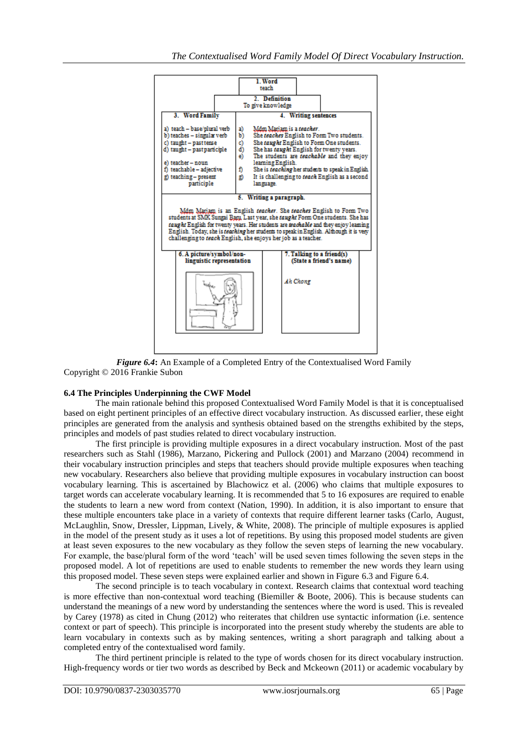| 1. Word | |
|---|---|
| teach | |
| 2. Definition | |
| To give knowledge | |
| 3. Word Family | 4. Writing sentences |
| a) teach – base/plural verb | a) Mdm Mariam is a *teacher*. |
| b) teaches – singular verb | b) She *teaches* English to Form Two students. |
| c) taught – past tense | c) She *taught* English to Form One students. |
| d) taught – past participle | d) She has *taught* English for twenty years. |
| e) teacher – noun | e) The students are *teachable* and they enjoy learning English. |
| f) teachable – adjective | f) She is *teaching* her students to speak in English. |
| g) teaching – present participle | g) It is challenging to *teach* English as a second language. |
| 5. Writing a paragraph. | |
| Mdm Mariam is an English *teacher*. She *teaches* English to Form Two students at SMK Sungai Baru. Last year, she *taught* Form One students. She has *taught* English for twenty years. Her students are *teachable* and they enjoy learning English. Today, she is *teaching* her students to speak in English. Although it is very challenging to *teach* English, she enjoys her job as a teacher. | |
| 6. A picture/symbol/non-linguistic representation | 7. Talking to a friend(s) (State a friend's name) |
| | Ah Chong |

***Figure 6.4*:** An Example of a Completed Entry of the Contextualised Word Family
Copyright © 2016 Frankie Subon

### 6.4 The Principles Underpinning the CWF Model

The main rationale behind this proposed Contextualised Word Family Model is that it is conceptualised based on eight pertinent principles of an effective direct vocabulary instruction. As discussed earlier, these eight principles are generated from the analysis and synthesis obtained based on the strengths exhibited by the steps, principles and models of past studies related to direct vocabulary instruction.

The first principle is providing multiple exposures in a direct vocabulary instruction. Most of the past researchers such as Stahl (1986), Marzano, Pickering and Pullock (2001) and Marzano (2004) recommend in their vocabulary instruction principles and steps that teachers should provide multiple exposures when teaching new vocabulary. Researchers also believe that providing multiple exposures in vocabulary instruction can boost vocabulary learning. This is ascertained by Blachowicz et al. (2006) who claims that multiple exposures to target words can accelerate vocabulary learning. It is recommended that 5 to 16 exposures are required to enable the students to learn a new word from context (Nation, 1990). In addition, it is also important to ensure that these multiple encounters take place in a variety of contexts that require different learner tasks (Carlo, August, McLaughlin, Snow, Dressler, Lippman, Lively, & White, 2008). The principle of multiple exposures is applied in the model of the present study as it uses a lot of repetitions. By using this proposed model students are given at least seven exposures to the new vocabulary as they follow the seven steps of learning the new vocabulary. For example, the base/plural form of the word 'teach' will be used seven times following the seven steps in the proposed model. A lot of repetitions are used to enable students to remember the new words they learn using this proposed model. These seven steps were explained earlier and shown in Figure 6.3 and Figure 6.4.

The second principle is to teach vocabulary in context. Research claims that contextual word teaching is more effective than non-contextual word teaching (Biemiller & Boote, 2006). This is because students can understand the meanings of a new word by understanding the sentences where the word is used. This is revealed by Carey (1978) as cited in Chung (2012) who reiterates that children use syntactic information (i.e. sentence context or part of speech). This principle is incorporated into the present study whereby the students are able to learn vocabulary in contexts such as by making sentences, writing a short paragraph and talking about a completed entry of the contextualised word family.

The third pertinent principle is related to the type of words chosen for its direct vocabulary instruction. High-frequency words or tier two words as described by Beck and Mckeown (2011) or academic vocabulary by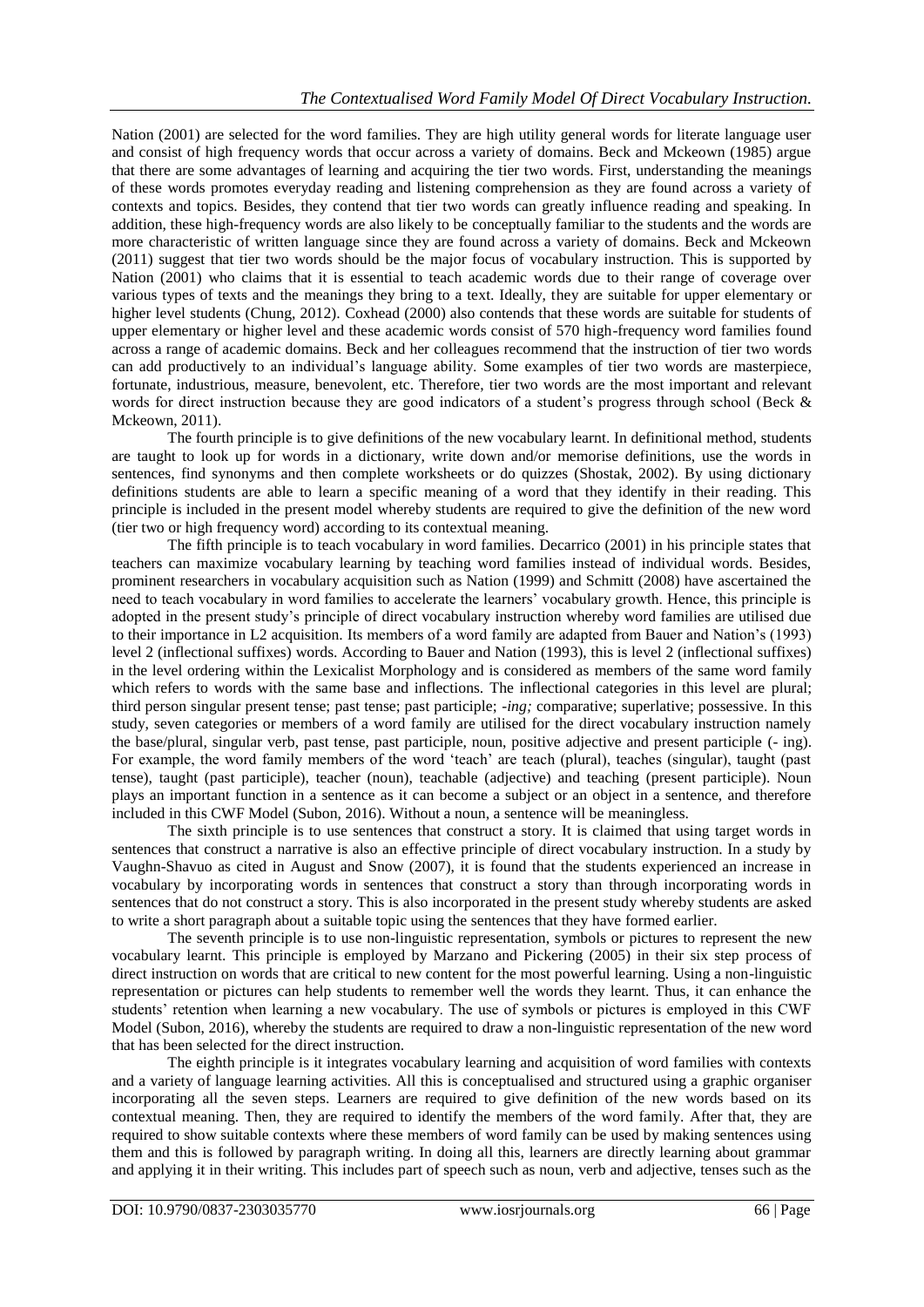Nation (2001) are selected for the word families. They are high utility general words for literate language user and consist of high frequency words that occur across a variety of domains. Beck and Mckeown (1985) argue that there are some advantages of learning and acquiring the tier two words. First, understanding the meanings of these words promotes everyday reading and listening comprehension as they are found across a variety of contexts and topics. Besides, they contend that tier two words can greatly influence reading and speaking. In addition, these high-frequency words are also likely to be conceptually familiar to the students and the words are more characteristic of written language since they are found across a variety of domains. Beck and Mckeown (2011) suggest that tier two words should be the major focus of vocabulary instruction. This is supported by Nation (2001) who claims that it is essential to teach academic words due to their range of coverage over various types of texts and the meanings they bring to a text. Ideally, they are suitable for upper elementary or higher level students (Chung, 2012). Coxhead (2000) also contends that these words are suitable for students of upper elementary or higher level and these academic words consist of 570 high-frequency word families found across a range of academic domains. Beck and her colleagues recommend that the instruction of tier two words can add productively to an individual's language ability. Some examples of tier two words are masterpiece, fortunate, industrious, measure, benevolent, etc. Therefore, tier two words are the most important and relevant words for direct instruction because they are good indicators of a student's progress through school (Beck & Mckeown, 2011).

The fourth principle is to give definitions of the new vocabulary learnt. In definitional method, students are taught to look up for words in a dictionary, write down and/or memorise definitions, use the words in sentences, find synonyms and then complete worksheets or do quizzes (Shostak, 2002). By using dictionary definitions students are able to learn a specific meaning of a word that they identify in their reading. This principle is included in the present model whereby students are required to give the definition of the new word (tier two or high frequency word) according to its contextual meaning.

The fifth principle is to teach vocabulary in word families. Decarrico (2001) in his principle states that teachers can maximize vocabulary learning by teaching word families instead of individual words. Besides, prominent researchers in vocabulary acquisition such as Nation (1999) and Schmitt (2008) have ascertained the need to teach vocabulary in word families to accelerate the learners' vocabulary growth. Hence, this principle is adopted in the present study's principle of direct vocabulary instruction whereby word families are utilised due to their importance in L2 acquisition. Its members of a word family are adapted from Bauer and Nation's (1993) level 2 (inflectional suffixes) words. According to Bauer and Nation (1993), this is level 2 (inflectional suffixes) in the level ordering within the Lexicalist Morphology and is considered as members of the same word family which refers to words with the same base and inflections. The inflectional categories in this level are plural; third person singular present tense; past tense; past participle; *-ing;* comparative; superlative; possessive. In this study, seven categories or members of a word family are utilised for the direct vocabulary instruction namely the base/plural, singular verb, past tense, past participle, noun, positive adjective and present participle (- ing). For example, the word family members of the word 'teach' are teach (plural), teaches (singular), taught (past tense), taught (past participle), teacher (noun), teachable (adjective) and teaching (present participle). Noun plays an important function in a sentence as it can become a subject or an object in a sentence, and therefore included in this CWF Model (Subon, 2016). Without a noun, a sentence will be meaningless.

The sixth principle is to use sentences that construct a story. It is claimed that using target words in sentences that construct a narrative is also an effective principle of direct vocabulary instruction. In a study by Vaughn-Shavuo as cited in August and Snow (2007), it is found that the students experienced an increase in vocabulary by incorporating words in sentences that construct a story than through incorporating words in sentences that do not construct a story. This is also incorporated in the present study whereby students are asked to write a short paragraph about a suitable topic using the sentences that they have formed earlier.

The seventh principle is to use non-linguistic representation, symbols or pictures to represent the new vocabulary learnt. This principle is employed by Marzano and Pickering (2005) in their six step process of direct instruction on words that are critical to new content for the most powerful learning. Using a non-linguistic representation or pictures can help students to remember well the words they learnt. Thus, it can enhance the students' retention when learning a new vocabulary. The use of symbols or pictures is employed in this CWF Model (Subon, 2016), whereby the students are required to draw a non-linguistic representation of the new word that has been selected for the direct instruction.

The eighth principle is it integrates vocabulary learning and acquisition of word families with contexts and a variety of language learning activities. All this is conceptualised and structured using a graphic organiser incorporating all the seven steps. Learners are required to give definition of the new words based on its contextual meaning. Then, they are required to identify the members of the word family. After that, they are required to show suitable contexts where these members of word family can be used by making sentences using them and this is followed by paragraph writing. In doing all this, learners are directly learning about grammar and applying it in their writing. This includes part of speech such as noun, verb and adjective, tenses such as the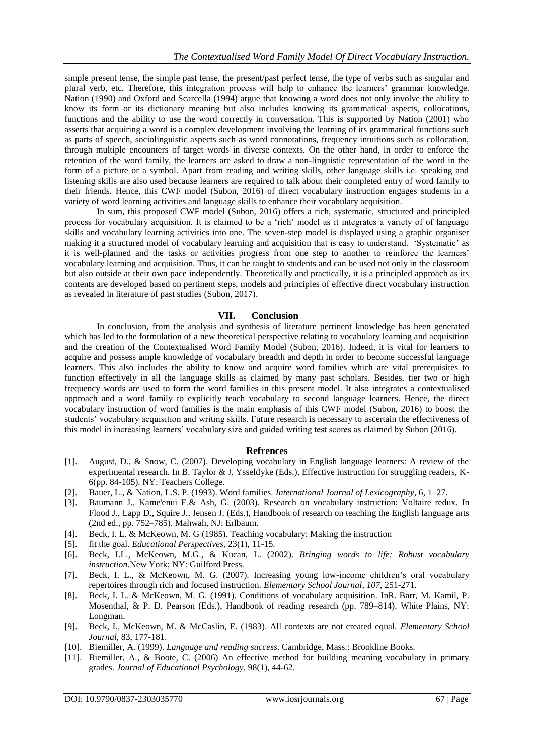simple present tense, the simple past tense, the present/past perfect tense, the type of verbs such as singular and plural verb, etc. Therefore, this integration process will help to enhance the learners' grammar knowledge. Nation (1990) and Oxford and Scarcella (1994) argue that knowing a word does not only involve the ability to know its form or its dictionary meaning but also includes knowing its grammatical aspects, collocations, functions and the ability to use the word correctly in conversation. This is supported by Nation (2001) who asserts that acquiring a word is a complex development involving the learning of its grammatical functions such as parts of speech, sociolinguistic aspects such as word connotations, frequency intuitions such as collocation, through multiple encounters of target words in diverse contexts. On the other hand, in order to enforce the retention of the word family, the learners are asked to draw a non-linguistic representation of the word in the form of a picture or a symbol. Apart from reading and writing skills, other language skills i.e. speaking and listening skills are also used because learners are required to talk about their completed entry of word family to their friends. Hence, this CWF model (Subon, 2016) of direct vocabulary instruction engages students in a variety of word learning activities and language skills to enhance their vocabulary acquisition.

In sum, this proposed CWF model (Subon, 2016) offers a rich, systematic, structured and principled process for vocabulary acquisition. It is claimed to be a 'rich' model as it integrates a variety of of language skills and vocabulary learning activities into one. The seven-step model is displayed using a graphic organiser making it a structured model of vocabulary learning and acquisition that is easy to understand. 'Systematic' as it is well-planned and the tasks or activities progress from one step to another to reinforce the learners' vocabulary learning and acquisition. Thus, it can be taught to students and can be used not only in the classroom but also outside at their own pace independently. Theoretically and practically, it is a principled approach as its contents are developed based on pertinent steps, models and principles of effective direct vocabulary instruction as revealed in literature of past studies (Subon, 2017).

## VII. Conclusion

In conclusion, from the analysis and synthesis of literature pertinent knowledge has been generated which has led to the formulation of a new theoretical perspective relating to vocabulary learning and acquisition and the creation of the Contextualised Word Family Model (Subon, 2016). Indeed, it is vital for learners to acquire and possess ample knowledge of vocabulary breadth and depth in order to become successful language learners. This also includes the ability to know and acquire word families which are vital prerequisites to function effectively in all the language skills as claimed by many past scholars. Besides, tier two or high frequency words are used to form the word families in this present model. It also integrates a contextualised approach and a word family to explicitly teach vocabulary to second language learners. Hence, the direct vocabulary instruction of word families is the main emphasis of this CWF model (Subon, 2016) to boost the students' vocabulary acquisition and writing skills. Future research is necessary to ascertain the effectiveness of this model in increasing learners' vocabulary size and guided writing test scores as claimed by Subon (2016).

## Refrences

[1]. August, D., & Snow, C. (2007). Developing vocabulary in English language learners: A review of the experimental research. In B. Taylor & J. Ysseldyke (Eds.), Effective instruction for struggling readers, K-6(pp. 84-105). NY: Teachers College.

[2]. Bauer, L., & Nation, I .S. P. (1993). Word families. *International Journal of Lexicography*, 6, 1–27.

[3]. Baumann J., Kame'enui E.& Ash, G. (2003). Research on vocabulary instruction: Voltaire redux. In Flood J., Lapp D., Squire J., Jensen J. (Eds.), Handbook of research on teaching the English language arts (2nd ed., pp. 752–785). Mahwah, NJ: Erlbaum.

[4]. Beck, I. L. & McKeown, M. G (1985). Teaching vocabulary: Making the instruction

[5]. fit the goal. *Educational Perspectives*, 23(1), 11-15.

[6]. Beck, I.L., McKeown, M.G., & Kucan, L. (2002). *Bringing words to life; Robust vocabulary instruction.*New York; NY: Guilford Press.

[7]. Beck, I. L., & McKeown, M. G. (2007). Increasing young low-income children's oral vocabulary repertoires through rich and focused instruction. *Elementary School Journal*, *107*, 251-271.

[8]. Beck, I. L. & McKeown, M. G. (1991). Conditions of vocabulary acquisition. InR. Barr, M. Kamil, P. Mosenthal, & P. D. Pearson (Eds.), Handbook of reading research (pp. 789–814). White Plains, NY: Longman.

[9]. Beck, I., McKeown, M. & McCaslin, E. (1983). All contexts are not created equal. *Elementary School Journal*, 83, 177-181.

[10]. Biemiller, A. (1999). *Language and reading success*. Cambridge, Mass.: Brookline Books.

[11]. Biemiller, A., & Boote, C. (2006) An effective method for building meaning vocabulary in primary grades. *Journal of Educational Psychology*, 98(1), 44-62.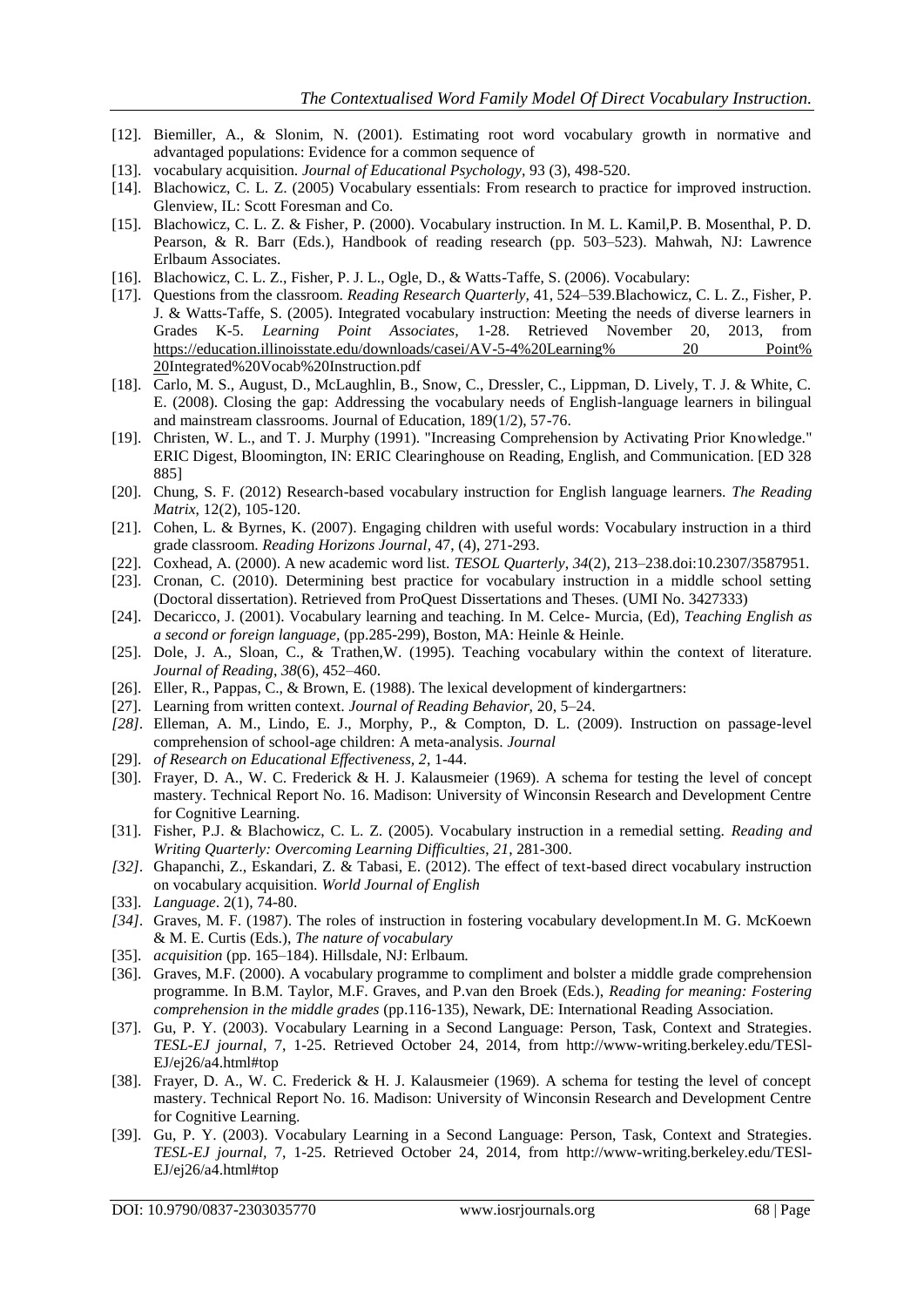- [12]. Biemiller, A., & Slonim, N. (2001). Estimating root word vocabulary growth in normative and advantaged populations: Evidence for a common sequence of
- [13]. vocabulary acquisition. *Journal of Educational Psychology,* 93 (3), 498-520.
- [14]. Blachowicz, C. L. Z. (2005) Vocabulary essentials: From research to practice for improved instruction. Glenview, IL: Scott Foresman and Co.
- [15]. Blachowicz, C. L. Z. & Fisher, P. (2000). Vocabulary instruction. In M. L. Kamil,P. B. Mosenthal, P. D. Pearson, & R. Barr (Eds.), Handbook of reading research (pp. 503–523). Mahwah, NJ: Lawrence Erlbaum Associates.
- [16]. Blachowicz, C. L. Z., Fisher, P. J. L., Ogle, D., & Watts-Taffe, S. (2006). Vocabulary:
- [17]. Questions from the classroom. *Reading Research Quarterly,* 41, 524–539.Blachowicz, C. L. Z., Fisher, P. J. & Watts-Taffe, S. (2005). Integrated vocabulary instruction: Meeting the needs of diverse learners in Grades K-5. *Learning Point Associates,* 1-28. Retrieved November 20, 2013, from https://education.illinoisstate.edu/downloads/casei/AV-5-4%20Learning% 20 Point% 20Integrated%20Vocab%20Instruction.pdf
- [18]. Carlo, M. S., August, D., McLaughlin, B., Snow, C., Dressler, C., Lippman, D. Lively, T. J. & White, C. E. (2008). Closing the gap: Addressing the vocabulary needs of English-language learners in bilingual and mainstream classrooms. Journal of Education, 189(1/2), 57-76.
- [19]. Christen, W. L., and T. J. Murphy (1991). "Increasing Comprehension by Activating Prior Knowledge." ERIC Digest, Bloomington, IN: ERIC Clearinghouse on Reading, English, and Communication. [ED 328 885]
- [20]. Chung, S. F. (2012) Research-based vocabulary instruction for English language learners. *The Reading Matrix,* 12(2), 105-120.
- [21]. Cohen, L. & Byrnes, K. (2007). Engaging children with useful words: Vocabulary instruction in a third grade classroom. *Reading Horizons Journal*, 47, (4), 271-293.
- [22]. Coxhead, A. (2000). A new academic word list. *TESOL Quarterly*, *34*(2), 213–238.doi:10.2307/3587951.
- [23]. Cronan, C. (2010). Determining best practice for vocabulary instruction in a middle school setting (Doctoral dissertation). Retrieved from ProQuest Dissertations and Theses. (UMI No. 3427333)
- [24]. Decaricco, J. (2001). Vocabulary learning and teaching. In M. Celce- Murcia, (Ed), *Teaching English as a second or foreign language,* (pp.285-299), Boston, MA: Heinle & Heinle.
- [25]. Dole, J. A., Sloan, C., & Trathen,W. (1995). Teaching vocabulary within the context of literature. *Journal of Reading*, *38*(6), 452–460.
- [26]. Eller, R., Pappas, C., & Brown, E. (1988). The lexical development of kindergartners:
- [27]. Learning from written context. *Journal of Reading Behavior,* 20, 5–24.
- *[28]*. Elleman, A. M., Lindo, E. J., Morphy, P., & Compton, D. L. (2009). Instruction on passage-level comprehension of school-age children: A meta-analysis. *Journal*
- [29]. *of Research on Educational Effectiveness, 2*, 1-44.
- [30]. Frayer, D. A., W. C. Frederick & H. J. Kalausmeier (1969). A schema for testing the level of concept mastery. Technical Report No. 16. Madison: University of Winconsin Research and Development Centre for Cognitive Learning.
- [31]. Fisher, P.J. & Blachowicz, C. L. Z. (2005). Vocabulary instruction in a remedial setting. *Reading and Writing Quarterly: Overcoming Learning Difficulties, 21*, 281-300.
- *[32]*. Ghapanchi, Z., Eskandari, Z. & Tabasi, E. (2012). The effect of text-based direct vocabulary instruction on vocabulary acquisition. *World Journal of English*
- [33]. *Language*. 2(1), 74-80.
- *[34]*. Graves, M. F. (1987). The roles of instruction in fostering vocabulary development.In M. G. McKoewn & M. E. Curtis (Eds.), *The nature of vocabulary*
- [35]. *acquisition* (pp. 165–184). Hillsdale, NJ: Erlbaum.
- [36]. Graves, M.F. (2000). A vocabulary programme to compliment and bolster a middle grade comprehension programme. In B.M. Taylor, M.F. Graves, and P.van den Broek (Eds.), *Reading for meaning: Fostering comprehension in the middle grades* (pp.116-135), Newark, DE: International Reading Association.
- [37]. Gu, P. Y. (2003). Vocabulary Learning in a Second Language: Person, Task, Context and Strategies. *TESL-EJ journal*, 7, 1-25. Retrieved October 24, 2014, from http://www-writing.berkeley.edu/TESl-EJ/ej26/a4.html#top
- [38]. Frayer, D. A., W. C. Frederick & H. J. Kalausmeier (1969). A schema for testing the level of concept mastery. Technical Report No. 16. Madison: University of Winconsin Research and Development Centre for Cognitive Learning.
- [39]. Gu, P. Y. (2003). Vocabulary Learning in a Second Language: Person, Task, Context and Strategies. *TESL-EJ journal*, 7, 1-25. Retrieved October 24, 2014, from http://www-writing.berkeley.edu/TESl-EJ/ej26/a4.html#top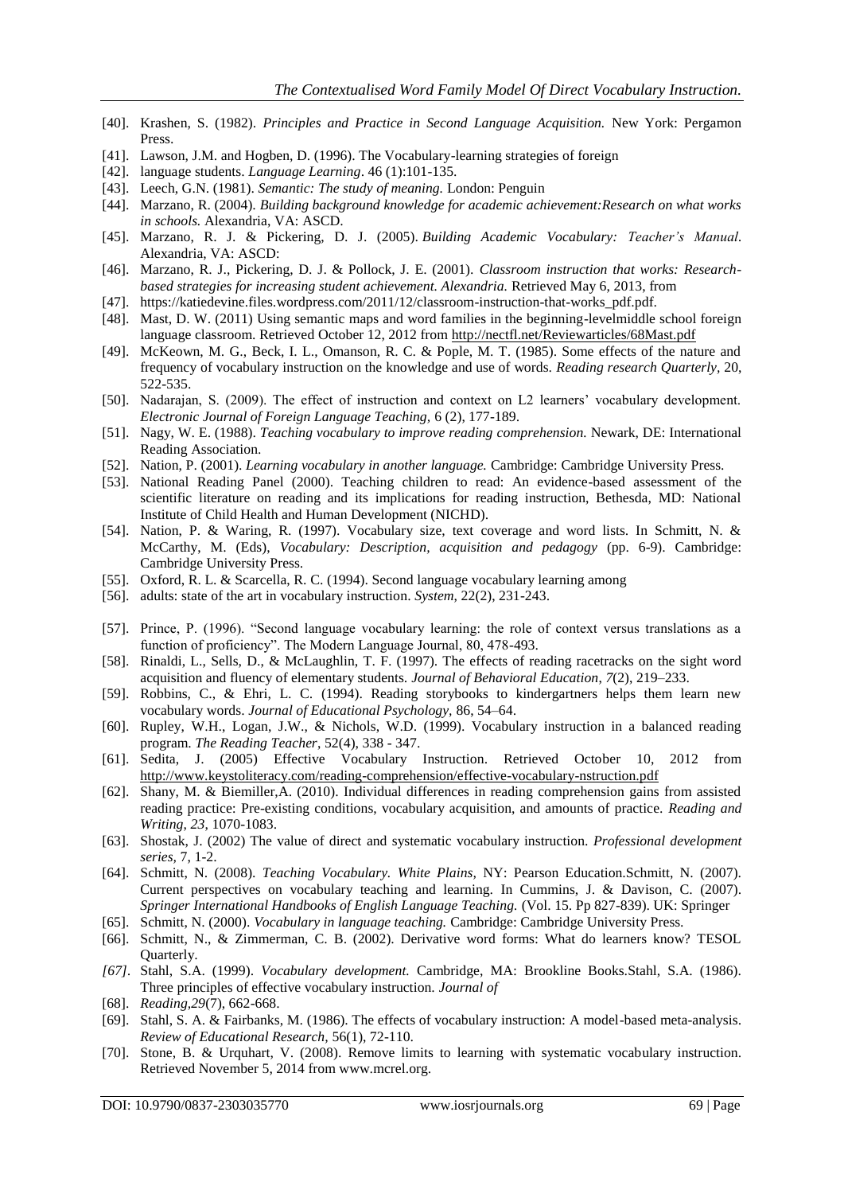- [40]. Krashen, S. (1982). *Principles and Practice in Second Language Acquisition.* New York: Pergamon Press.
- [41]. Lawson, J.M. and Hogben, D. (1996). The Vocabulary-learning strategies of foreign
- [42]. language students. *Language Learning*. 46 (1):101-135.
- [43]. Leech, G.N. (1981). *Semantic: The study of meaning.* London: Penguin
- [44]. Marzano, R. (2004). *Building background knowledge for academic achievement:Research on what works in schools.* Alexandria, VA: ASCD.
- [45]. Marzano, R. J. & Pickering, D. J. (2005). *Building Academic Vocabulary: Teacher's Manual*. Alexandria, VA: ASCD:
- [46]. Marzano, R. J., Pickering, D. J. & Pollock, J. E. (2001). *Classroom instruction that works: Research-based strategies for increasing student achievement. Alexandria.* Retrieved May 6, 2013, from
- [47]. https://katiedevine.files.wordpress.com/2011/12/classroom-instruction-that-works_pdf.pdf.
- [48]. Mast, D. W. (2011) Using semantic maps and word families in the beginning-levelmiddle school foreign language classroom. Retrieved October 12, 2012 from http://nectfl.net/Reviewarticles/68Mast.pdf
- [49]. McKeown, M. G., Beck, I. L., Omanson, R. C. & Pople, M. T. (1985). Some effects of the nature and frequency of vocabulary instruction on the knowledge and use of words. *Reading research Quarterly*, 20, 522-535.
- [50]. Nadarajan, S. (2009). The effect of instruction and context on L2 learners' vocabulary development. *Electronic Journal of Foreign Language Teaching,* 6 (2), 177-189.
- [51]. Nagy, W. E. (1988). *Teaching vocabulary to improve reading comprehension.* Newark, DE: International Reading Association.
- [52]. Nation, P. (2001). *Learning vocabulary in another language.* Cambridge: Cambridge University Press.
- [53]. National Reading Panel (2000). Teaching children to read: An evidence-based assessment of the scientific literature on reading and its implications for reading instruction, Bethesda, MD: National Institute of Child Health and Human Development (NICHD).
- [54]. Nation, P. & Waring, R. (1997). Vocabulary size, text coverage and word lists. In Schmitt, N. & McCarthy, M. (Eds), *Vocabulary: Description, acquisition and pedagogy* (pp. 6-9). Cambridge: Cambridge University Press.
- [55]. Oxford, R. L. & Scarcella, R. C. (1994). Second language vocabulary learning among
- [56]. adults: state of the art in vocabulary instruction. *System*, 22(2), 231-243.
- [57]. Prince, P. (1996). "Second language vocabulary learning: the role of context versus translations as a function of proficiency". The Modern Language Journal, 80, 478-493.
- [58]. Rinaldi, L., Sells, D., & McLaughlin, T. F. (1997). The effects of reading racetracks on the sight word acquisition and fluency of elementary students. *Journal of Behavioral Education*, *7*(2), 219–233.
- [59]. Robbins, C., & Ehri, L. C. (1994). Reading storybooks to kindergartners helps them learn new vocabulary words. *Journal of Educational Psychology*, 86, 54–64.
- [60]. Rupley, W.H., Logan, J.W., & Nichols, W.D. (1999). Vocabulary instruction in a balanced reading program. *The Reading Teacher*, 52(4), 338 - 347.
- [61]. Sedita, J. (2005) Effective Vocabulary Instruction. Retrieved October 10, 2012 from http://www.keystoliteracy.com/reading-comprehension/effective-vocabulary-nstruction.pdf
- [62]. Shany, M. & Biemiller,A. (2010). Individual differences in reading comprehension gains from assisted reading practice: Pre-existing conditions, vocabulary acquisition, and amounts of practice. *Reading and Writing*, *23*, 1070-1083.
- [63]. Shostak, J. (2002) The value of direct and systematic vocabulary instruction. *Professional development series,* 7, 1-2.
- [64]. Schmitt, N. (2008). *Teaching Vocabulary. White Plains,* NY: Pearson Education.Schmitt, N. (2007). Current perspectives on vocabulary teaching and learning. In Cummins, J. & Davison, C. (2007). *Springer International Handbooks of English Language Teaching.* (Vol. 15. Pp 827-839). UK: Springer
- [65]. Schmitt, N. (2000). *Vocabulary in language teaching.* Cambridge: Cambridge University Press.
- [66]. Schmitt, N., & Zimmerman, C. B. (2002). Derivative word forms: What do learners know? TESOL Quarterly.
- *[67]*. Stahl, S.A. (1999). *Vocabulary development.* Cambridge, MA: Brookline Books.Stahl, S.A. (1986). Three principles of effective vocabulary instruction. *Journal of*
- [68]. *Reading*,*29*(7), 662-668.
- [69]. Stahl, S. A. & Fairbanks, M. (1986). The effects of vocabulary instruction: A model-based meta-analysis. *Review of Educational Research,* 56(1), 72-110.
- [70]. Stone, B. & Urquhart, V. (2008). Remove limits to learning with systematic vocabulary instruction. Retrieved November 5, 2014 from www.mcrel.org.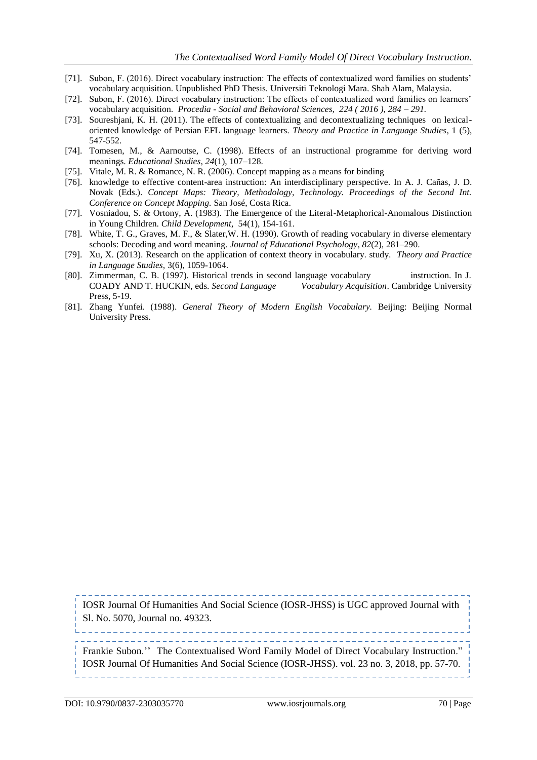[71]. Subon, F. (2016). Direct vocabulary instruction: The effects of contextualized word families on students' vocabulary acquisition. Unpublished PhD Thesis. Universiti Teknologi Mara. Shah Alam, Malaysia.

[72]. Subon, F. (2016). Direct vocabulary instruction: The effects of contextualized word families on learners' vocabulary acquisition. *Procedia - Social and Behavioral Sciences, 224 ( 2016 ), 284 – 291.*

[73]. Soureshjani, K. H. (2011). The effects of contextualizing and decontextualizing techniques on lexical-oriented knowledge of Persian EFL language learners. *Theory and Practice in Language Studies*, 1 (5), 547-552.

[74]. Tomesen, M., & Aarnoutse, C. (1998). Effects of an instructional programme for deriving word meanings. *Educational Studies*, *24*(1), 107–128.

[75]. Vitale, M. R. & Romance, N. R. (2006). Concept mapping as a means for binding

[76]. knowledge to effective content-area instruction: An interdisciplinary perspective. In A. J. Cañas, J. D. Novak (Eds.). *Concept Maps: Theory, Methodology, Technology. Proceedings of the Second Int. Conference on Concept Mapping.* San José, Costa Rica.

[77]. Vosniadou, S. & Ortony, A. (1983). The Emergence of the Literal-Metaphorical-Anomalous Distinction in Young Children. *Child Development*, 54(1), 154-161.

[78]. White, T. G., Graves, M. F., & Slater,W. H. (1990). Growth of reading vocabulary in diverse elementary schools: Decoding and word meaning. *Journal of Educational Psychology*, *82*(2), 281–290.

[79]. Xu, X. (2013). Research on the application of context theory in vocabulary. study. *Theory and Practice in Language Studies*, 3(6), 1059-1064.

[80]. Zimmerman, C. B. (1997). Historical trends in second language vocabulary instruction. In J. COADY AND T. HUCKIN, eds. *Second Language Vocabulary Acquisition*. Cambridge University Press, 5-19.

[81]. Zhang Yunfei. (1988). *General Theory of Modern English Vocabulary.* Beijing: Beijing Normal University Press.

IOSR Journal Of Humanities And Social Science (IOSR-JHSS) is UGC approved Journal with Sl. No. 5070, Journal no. 49323.

Frankie Subon.'' The Contextualised Word Family Model of Direct Vocabulary Instruction." IOSR Journal Of Humanities And Social Science (IOSR-JHSS). vol. 23 no. 3, 2018, pp. 57-70.